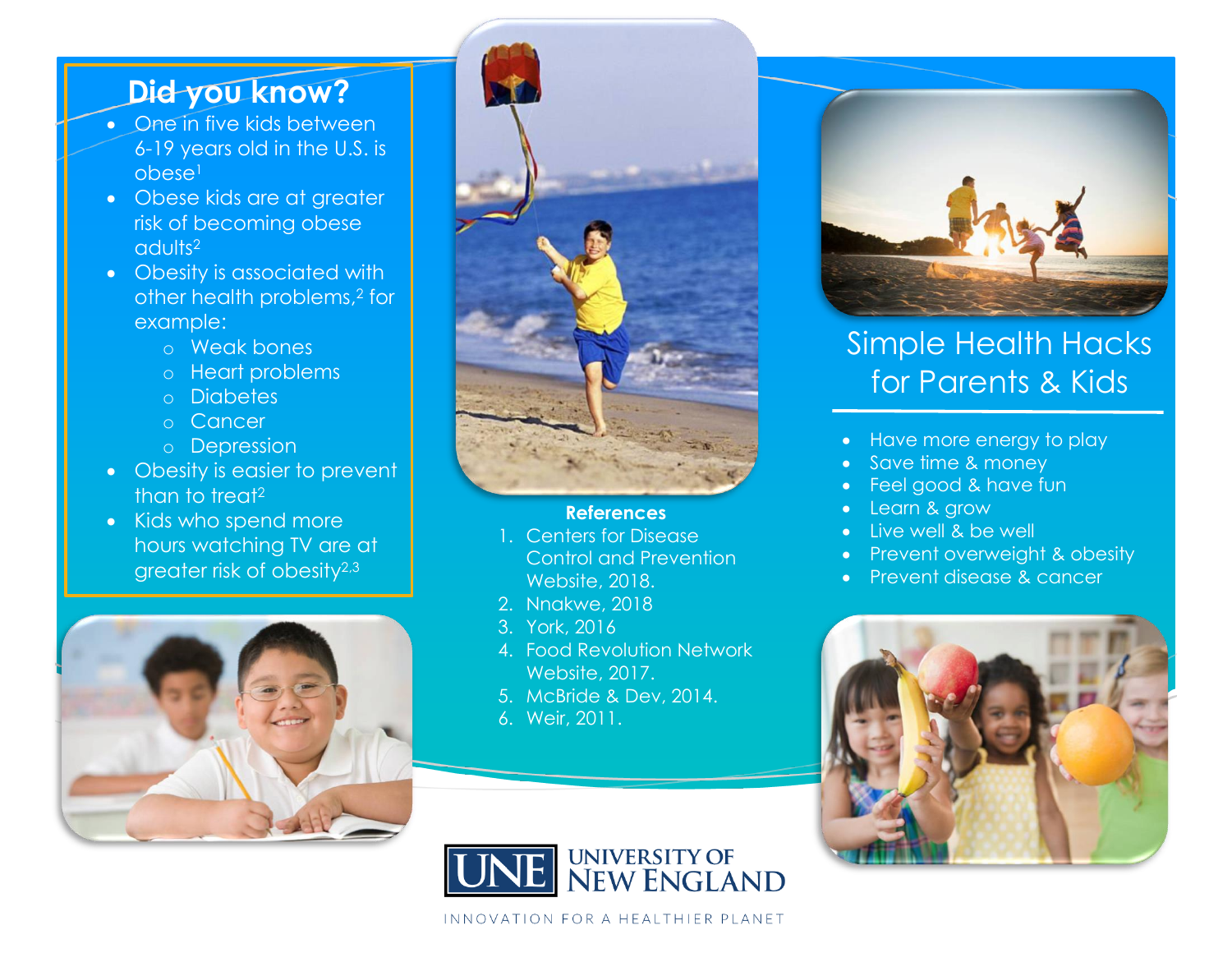## Did you know?

- One in five kids between 6-19 years old in the U.S. is obese[1]
- Obese kids are at greater risk of becoming obese adults[2]
- Obesity is associated with other health problems,[2] for example:
  - Weak bones
  - Heart problems
  - Diabetes
  - Cancer
  - Depression
- Obesity is easier to prevent than to treat[2]
- Kids who spend more hours watching TV are at greater risk of obesity[2,3]

**References**

1. Centers for Disease Control and Prevention Website, 2018.
2. Nnakwe, 2018
3. York, 2016
4. Food Revolution Network Website, 2017.
5. McBride & Dev, 2014.
6. Weir, 2011.

UNE UNIVERSITY OF NEW ENGLAND

INNOVATION FOR A HEALTHIER PLANET

# Simple Health Hacks for Parents & Kids

- Have more energy to play
- Save time & money
- Feel good & have fun
- Learn & grow
- Live well & be well
- Prevent overweight & obesity
- Prevent disease & cancer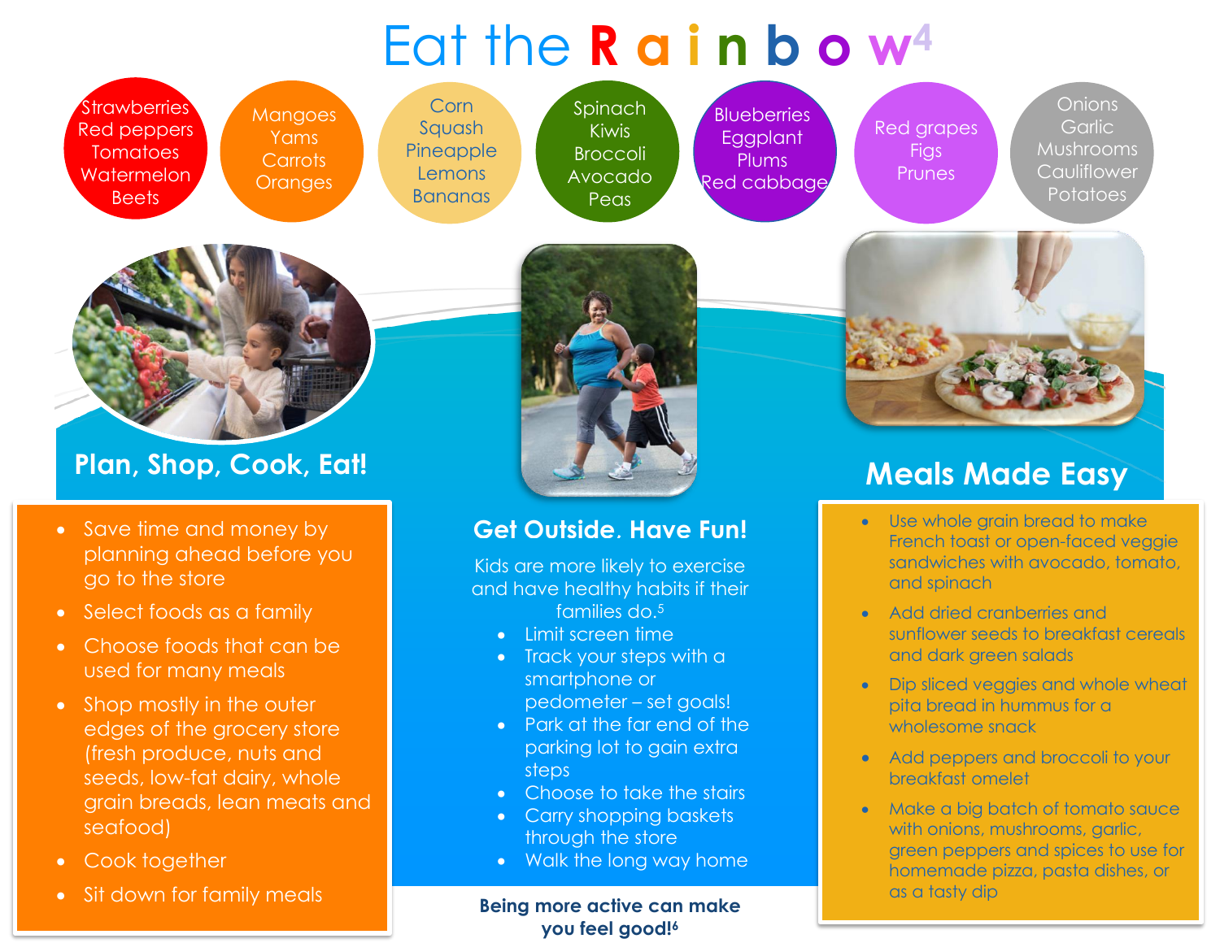# Eat the Rainbow[4]

- Strawberries, Red peppers, Tomatoes, Watermelon, Beets
- Mangoes, Yams, Carrots, Oranges
- Corn, Squash, Pineapple, Lemons, Bananas
- Spinach, Kiwis, Broccoli, Avocado, Peas
- Blueberries, Eggplant, Plums, Red cabbage
- Red grapes, Figs, Prunes
- Onions, Garlic, Mushrooms, Cauliflower, Potatoes

## Plan, Shop, Cook, Eat!

- Save time and money by planning ahead before you go to the store
- Select foods as a family
- Choose foods that can be used for many meals
- Shop mostly in the outer edges of the grocery store (fresh produce, nuts and seeds, low-fat dairy, whole grain breads, lean meats and seafood)
- Cook together
- Sit down for family meals

## Get Outside. Have Fun!

Kids are more likely to exercise and have healthy habits if their families do.[5]

- Limit screen time
- Track your steps with a smartphone or pedometer – set goals!
- Park at the far end of the parking lot to gain extra steps
- Choose to take the stairs
- Carry shopping baskets through the store
- Walk the long way home

**Being more active can make you feel good![6]**

## Meals Made Easy

- Use whole grain bread to make French toast or open-faced veggie sandwiches with avocado, tomato, and spinach
- Add dried cranberries and sunflower seeds to breakfast cereals and dark green salads
- Dip sliced veggies and whole wheat pita bread in hummus for a wholesome snack
- Add peppers and broccoli to your breakfast omelet
- Make a big batch of tomato sauce with onions, mushrooms, garlic, green peppers and spices to use for homemade pizza, pasta dishes, or as a tasty dip